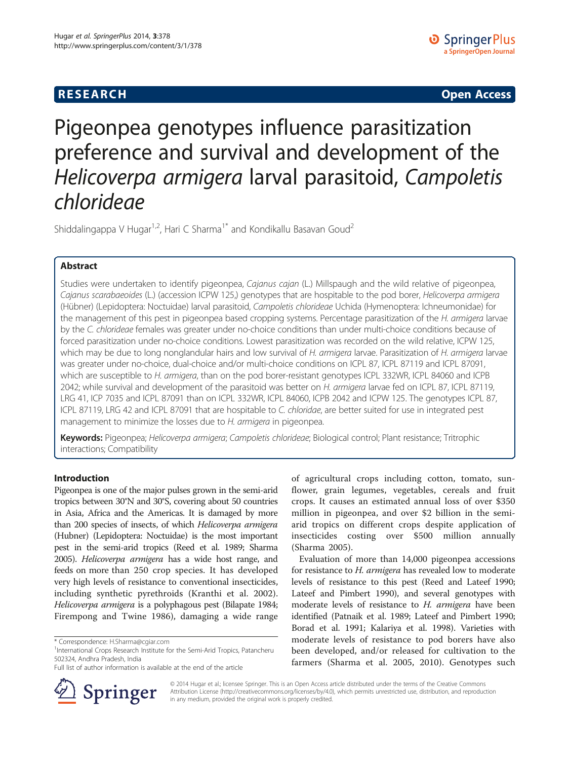**RESEARCH** **Open Access**

# Pigeonpea genotypes influence parasitization preference and survival and development of the *Helicoverpa armigera* larval parasitoid, *Campoletis chlorideae*

Shiddalingappa V Hugar[1,2], Hari C Sharma[1*] and Kondikallu Basavan Goud[2]

## Abstract

Studies were undertaken to identify pigeonpea, *Cajanus cajan* (L.) Millspaugh and the wild relative of pigeonpea, *Cajanus scarabaeoides* (L.) (accession ICPW 125,) genotypes that are hospitable to the pod borer, *Helicoverpa armigera* (Hübner) (Lepidoptera: Noctuidae) larval parasitoid, *Campoletis chlorideae* Uchida (Hymenoptera: Ichneumonidae) for the management of this pest in pigeonpea based cropping systems. Percentage parasitization of the *H. armigera* larvae by the *C. chlorideae* females was greater under no-choice conditions than under multi-choice conditions because of forced parasitization under no-choice conditions. Lowest parasitization was recorded on the wild relative, ICPW 125, which may be due to long nonglandular hairs and low survival of *H. armigera* larvae. Parasitization of *H. armigera* larvae was greater under no-choice, dual-choice and/or multi-choice conditions on ICPL 87, ICPL 87119 and ICPL 87091, which are susceptible to *H. armigera*, than on the pod borer-resistant genotypes ICPL 332WR, ICPL 84060 and ICPB 2042; while survival and development of the parasitoid was better on *H. armigera* larvae fed on ICPL 87, ICPL 87119, LRG 41, ICP 7035 and ICPL 87091 than on ICPL 332WR, ICPL 84060, ICPB 2042 and ICPW 125. The genotypes ICPL 87, ICPL 87119, LRG 42 and ICPL 87091 that are hospitable to *C. chloridae*, are better suited for use in integrated pest management to minimize the losses due to *H. armigera* in pigeonpea.

**Keywords:** Pigeonpea; *Helicoverpa armigera*; *Campoletis chlorideae*; Biological control; Plant resistance; Tritrophic interactions; Compatibility

## Introduction

Pigeonpea is one of the major pulses grown in the semi-arid tropics between 30°N and 30°S, covering about 50 countries in Asia, Africa and the Americas. It is damaged by more than 200 species of insects, of which *Helicoverpa armigera* (Hubner) (Lepidoptera: Noctuidae) is the most important pest in the semi-arid tropics (Reed et al. 1989; Sharma 2005). *Helicoverpa armigera* has a wide host range, and feeds on more than 250 crop species. It has developed very high levels of resistance to conventional insecticides, including synthetic pyrethroids (Kranthi et al. 2002). *Helicoverpa armigera* is a polyphagous pest (Bilapate 1984; Firempong and Twine 1986), damaging a wide range of agricultural crops including cotton, tomato, sunflower, grain legumes, vegetables, cereals and fruit crops. It causes an estimated annual loss of over $350 million in pigeonpea, and over $2 billion in the semi-arid tropics on different crops despite application of insecticides costing over $500 million annually (Sharma 2005).

Evaluation of more than 14,000 pigeonpea accessions for resistance to *H. armigera* has revealed low to moderate levels of resistance to this pest (Reed and Lateef 1990; Lateef and Pimbert 1990), and several genotypes with moderate levels of resistance to *H. armigera* have been identified (Patnaik et al. 1989; Lateef and Pimbert 1990; Borad et al. 1991; Kalariya et al. 1998). Varieties with moderate levels of resistance to pod borers have also been developed, and/or released for cultivation to the farmers (Sharma et al. 2005, 2010). Genotypes such

\* Correspondence: H.Sharma@cgiar.com

[1]International Crops Research Institute for the Semi-Arid Tropics, Patancheru 502324, Andhra Pradesh, India

Full list of author information is available at the end of the article

© 2014 Hugar et al.; licensee Springer. This is an Open Access article distributed under the terms of the Creative Commons Attribution License (http://creativecommons.org/licenses/by/4.0), which permits unrestricted use, distribution, and reproduction in any medium, provided the original work is properly credited.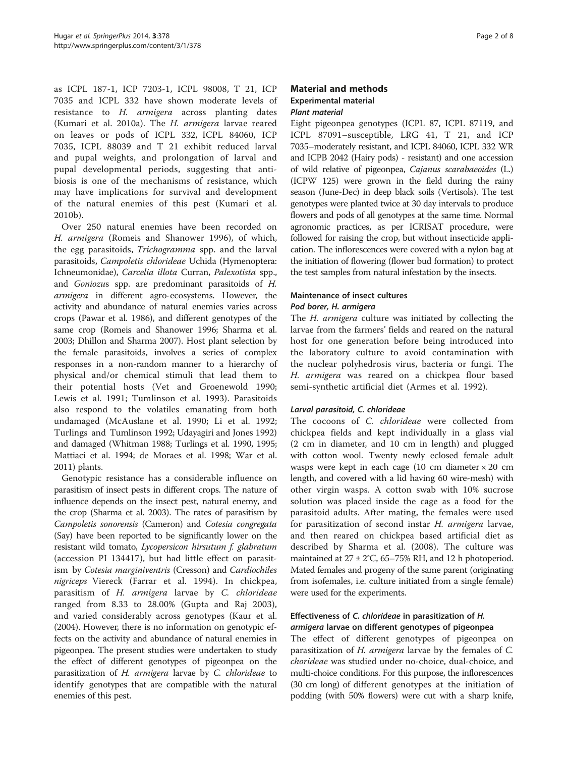as ICPL 187-1, ICP 7203-1, ICPL 98008, T 21, ICP 7035 and ICPL 332 have shown moderate levels of resistance to *H. armigera* across planting dates (Kumari et al. 2010a). The *H. armigera* larvae reared on leaves or pods of ICPL 332, ICPL 84060, ICP 7035, ICPL 88039 and T 21 exhibit reduced larval and pupal weights, and prolongation of larval and pupal developmental periods, suggesting that antibiosis is one of the mechanisms of resistance, which may have implications for survival and development of the natural enemies of this pest (Kumari et al. 2010b).

Over 250 natural enemies have been recorded on *H. armigera* (Romeis and Shanower 1996), of which, the egg parasitoids, *Trichogramma* spp. and the larval parasitoids, *Campoletis chlorideae* Uchida (Hymenoptera: Ichneumonidae), *Carcelia illota* Curran, *Palexotista* spp., and *Goniozu*s spp. are predominant parasitoids of *H. armigera* in different agro-ecosystems. However, the activity and abundance of natural enemies varies across crops (Pawar et al. 1986), and different genotypes of the same crop (Romeis and Shanower 1996; Sharma et al. 2003; Dhillon and Sharma 2007). Host plant selection by the female parasitoids, involves a series of complex responses in a non-random manner to a hierarchy of physical and/or chemical stimuli that lead them to their potential hosts (Vet and Groenewold 1990; Lewis et al. 1991; Tumlinson et al. 1993). Parasitoids also respond to the volatiles emanating from both undamaged (McAuslane et al. 1990; Li et al. 1992; Turlings and Tumlinson 1992; Udayagiri and Jones 1992) and damaged (Whitman 1988; Turlings et al. 1990, 1995; Mattiaci et al. 1994; de Moraes et al. 1998; War et al. 2011) plants.

Genotypic resistance has a considerable influence on parasitism of insect pests in different crops. The nature of influence depends on the insect pest, natural enemy, and the crop (Sharma et al. 2003). The rates of parasitism by *Campoletis sonorensis* (Cameron) and *Cotesia congregata* (Say) have been reported to be significantly lower on the resistant wild tomato, *Lycopersicon hirsutum f. glabratum* (accession PI 134417), but had little effect on parasitism by *Cotesia marginiventris* (Cresson) and *Cardiochiles nigriceps* Viereck (Farrar et al. 1994). In chickpea, parasitism of *H. armigera* larvae by *C. chlorideae* ranged from 8.33 to 28.00% (Gupta and Raj 2003), and varied considerably across genotypes (Kaur et al. (2004). However, there is no information on genotypic effects on the activity and abundance of natural enemies in pigeonpea. The present studies were undertaken to study the effect of different genotypes of pigeonpea on the parasitization of *H. armigera* larvae by *C. chlorideae* to identify genotypes that are compatible with the natural enemies of this pest.

## Material and methods

### Experimental material

#### *Plant material*

Eight pigeonpea genotypes (ICPL 87, ICPL 87119, and ICPL 87091–susceptible, LRG 41, T 21, and ICP 7035–moderately resistant, and ICPL 84060, ICPL 332 WR and ICPB 2042 (Hairy pods) - resistant) and one accession of wild relative of pigeonpea, *Cajanus scarabaeoides* (L.) (ICPW 125) were grown in the field during the rainy season (June-Dec) in deep black soils (Vertisols). The test genotypes were planted twice at 30 day intervals to produce flowers and pods of all genotypes at the same time. Normal agronomic practices, as per ICRISAT procedure, were followed for raising the crop, but without insecticide application. The inflorescences were covered with a nylon bag at the initiation of flowering (flower bud formation) to protect the test samples from natural infestation by the insects.

### Maintenance of insect cultures

#### *Pod borer, H. armigera*

The *H. armigera* culture was initiated by collecting the larvae from the farmers' fields and reared on the natural host for one generation before being introduced into the laboratory culture to avoid contamination with the nuclear polyhedrosis virus, bacteria or fungi. The *H. armigera* was reared on a chickpea flour based semi-synthetic artificial diet (Armes et al. 1992).

#### *Larval parasitoid, C. chlorideae*

The cocoons of *C. chlorideae* were collected from chickpea fields and kept individually in a glass vial (2 cm in diameter, and 10 cm in length) and plugged with cotton wool. Twenty newly eclosed female adult wasps were kept in each cage (10 cm diameter × 20 cm length, and covered with a lid having 60 wire-mesh) with other virgin wasps. A cotton swab with 10% sucrose solution was placed inside the cage as a food for the parasitoid adults. After mating, the females were used for parasitization of second instar *H. armigera* larvae, and then reared on chickpea based artificial diet as described by Sharma et al. (2008). The culture was maintained at 27 ± 2°C, 65–75% RH, and 12 h photoperiod. Mated females and progeny of the same parent (originating from isofemales, i.e. culture initiated from a single female) were used for the experiments.

### Effectiveness of *C. chlorideae* in parasitization of *H. armigera* larvae on different genotypes of pigeonpea

The effect of different genotypes of pigeonpea on parasitization of *H. armigera* larvae by the females of *C. chorideae* was studied under no-choice, dual-choice, and multi-choice conditions. For this purpose, the inflorescences (30 cm long) of different genotypes at the initiation of podding (with 50% flowers) were cut with a sharp knife,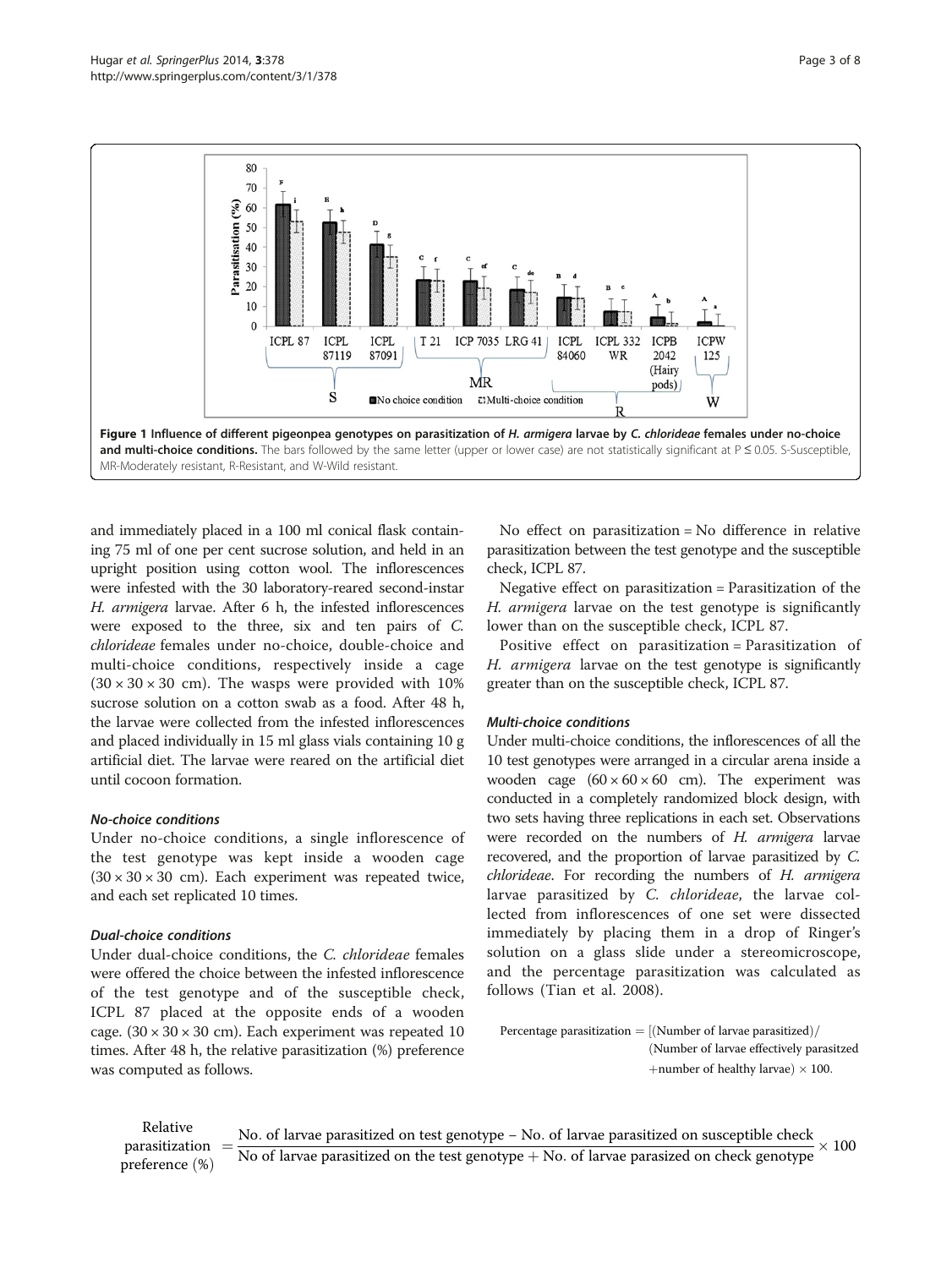**Figure 1 Influence of different pigeonpea genotypes on parasitization of *H. armigera* larvae by *C. chlorideae* females under no-choice and multi-choice conditions.** The bars followed by the same letter (upper or lower case) are not statistically significant at P ≤ 0.05. S-Susceptible, MR-Moderately resistant, R-Resistant, and W-Wild resistant.

and immediately placed in a 100 ml conical flask containing 75 ml of one per cent sucrose solution, and held in an upright position using cotton wool. The inflorescences were infested with the 30 laboratory-reared second-instar *H. armigera* larvae. After 6 h, the infested inflorescences were exposed to the three, six and ten pairs of *C. chlorideae* females under no-choice, double-choice and multi-choice conditions, respectively inside a cage ($30 \times 30 \times 30$ cm). The wasps were provided with 10% sucrose solution on a cotton swab as a food. After 48 h, the larvae were collected from the infested inflorescences and placed individually in 15 ml glass vials containing 10 g artificial diet. The larvae were reared on the artificial diet until cocoon formation.

#### No-choice conditions

Under no-choice conditions, a single inflorescence of the test genotype was kept inside a wooden cage ($30 \times 30 \times 30$ cm). Each experiment was repeated twice, and each set replicated 10 times.

#### Dual-choice conditions

Under dual-choice conditions, the *C. chlorideae* females were offered the choice between the infested inflorescence of the test genotype and of the susceptible check, ICPL 87 placed at the opposite ends of a wooden cage. ($30 \times 30 \times 30$ cm). Each experiment was repeated 10 times. After 48 h, the relative parasitization (%) preference was computed as follows.

No effect on parasitization = No difference in relative parasitization between the test genotype and the susceptible check, ICPL 87.

Negative effect on parasitization = Parasitization of the *H. armigera* larvae on the test genotype is significantly lower than on the susceptible check, ICPL 87.

Positive effect on parasitization = Parasitization of *H. armigera* larvae on the test genotype is significantly greater than on the susceptible check, ICPL 87.

#### Multi-choice conditions

Under multi-choice conditions, the inflorescences of all the 10 test genotypes were arranged in a circular arena inside a wooden cage ($60 \times 60 \times 60$ cm). The experiment was conducted in a completely randomized block design, with two sets having three replications in each set. Observations were recorded on the numbers of *H. armigera* larvae recovered, and the proportion of larvae parasitized by *C. chlorideae*. For recording the numbers of *H. armigera* larvae parasitized by *C. chlorideae*, the larvae collected from inflorescences of one set were dissected immediately by placing them in a drop of Ringer's solution on a glass slide under a stereomicroscope, and the percentage parasitization was calculated as follows (Tian et al. 2008).

$$\text{Percentage parasitization} = [(\text{Number of larvae parasitized})/(\text{Number of larvae effectively parasitzed} + \text{number of healthy larvae}) \times 100.$$

$$\text{Relative parasitization preference (\%)} = \frac{\text{No. of larvae parasitized on test genotype} - \text{No. of larvae parasitized on susceptible check}}{\text{No of larvae parasitized on the test genotype} + \text{No. of larvae parasized on check genotype}} \times 100$$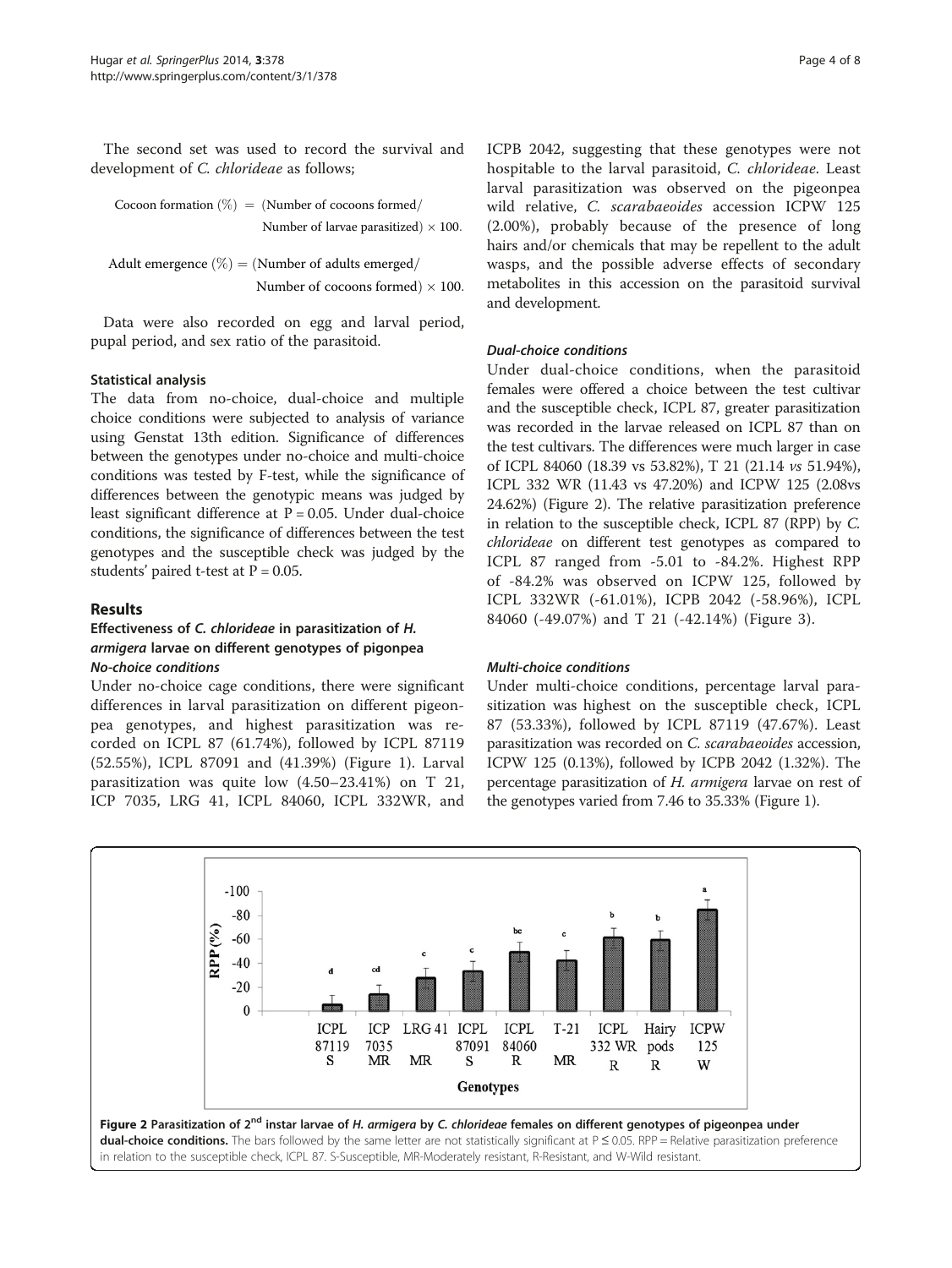The second set was used to record the survival and development of *C. chlorideae* as follows;

$$\text{Cocoon formation } (\%) = (\text{Number of cocoons formed}/\text{Number of larvae parasitized}) \times 100.$$

$$\text{Adult emergence } (\%) = (\text{Number of adults emerged}/\text{Number of cocoons formed}) \times 100.$$

Data were also recorded on egg and larval period, pupal period, and sex ratio of the parasitoid.

#### Statistical analysis

The data from no-choice, dual-choice and multiple choice conditions were subjected to analysis of variance using Genstat 13th edition. Significance of differences between the genotypes under no-choice and multi-choice conditions was tested by F-test, while the significance of differences between the genotypic means was judged by least significant difference at $P = 0.05$. Under dual-choice conditions, the significance of differences between the test genotypes and the susceptible check was judged by the students' paired t-test at $P = 0.05$.

## Results

### Effectiveness of *C. chlorideae* in parasitization of *H. armigera* larvae on different genotypes of pigonpea

#### *No-choice conditions*

Under no-choice cage conditions, there were significant differences in larval parasitization on different pigeonpea genotypes, and highest parasitization was recorded on ICPL 87 (61.74%), followed by ICPL 87119 (52.55%), ICPL 87091 and (41.39%) (Figure 1). Larval parasitization was quite low (4.50–23.41%) on T 21, ICP 7035, LRG 41, ICPL 84060, ICPL 332WR, and ICPB 2042, suggesting that these genotypes were not hospitable to the larval parasitoid, *C. chlorideae*. Least larval parasitization was observed on the pigeonpea wild relative, *C. scarabaeoides* accession ICPW 125 (2.00%), probably because of the presence of long hairs and/or chemicals that may be repellent to the adult wasps, and the possible adverse effects of secondary metabolites in this accession on the parasitoid survival and development.

#### *Dual-choice conditions*

Under dual-choice conditions, when the parasitoid females were offered a choice between the test cultivar and the susceptible check, ICPL 87, greater parasitization was recorded in the larvae released on ICPL 87 than on the test cultivars. The differences were much larger in case of ICPL 84060 (18.39 vs 53.82%), T 21 (21.14 *vs* 51.94%), ICPL 332 WR (11.43 vs 47.20%) and ICPW 125 (2.08vs 24.62%) (Figure 2). The relative parasitization preference in relation to the susceptible check, ICPL 87 (RPP) by *C. chlorideae* on different test genotypes as compared to ICPL 87 ranged from -5.01 to -84.2%. Highest RPP of -84.2% was observed on ICPW 125, followed by ICPL 332WR (-61.01%), ICPB 2042 (-58.96%), ICPL 84060 (-49.07%) and T 21 (-42.14%) (Figure 3).

#### *Multi-choice conditions*

Under multi-choice conditions, percentage larval parasitization was highest on the susceptible check, ICPL 87 (53.33%), followed by ICPL 87119 (47.67%). Least parasitization was recorded on *C. scarabaeoides* accession, ICPW 125 (0.13%), followed by ICPB 2042 (1.32%). The percentage parasitization of *H. armigera* larvae on rest of the genotypes varied from 7.46 to 35.33% (Figure 1).

**Figure 2 Parasitization of 2nd instar larvae of *H. armigera* by *C. chlorideae* females on different genotypes of pigeonpea under dual-choice conditions.** The bars followed by the same letter are not statistically significant at $P \leq 0.05$. RPP = Relative parasitization preference in relation to the susceptible check, ICPL 87. S-Susceptible, MR-Moderately resistant, R-Resistant, and W-Wild resistant.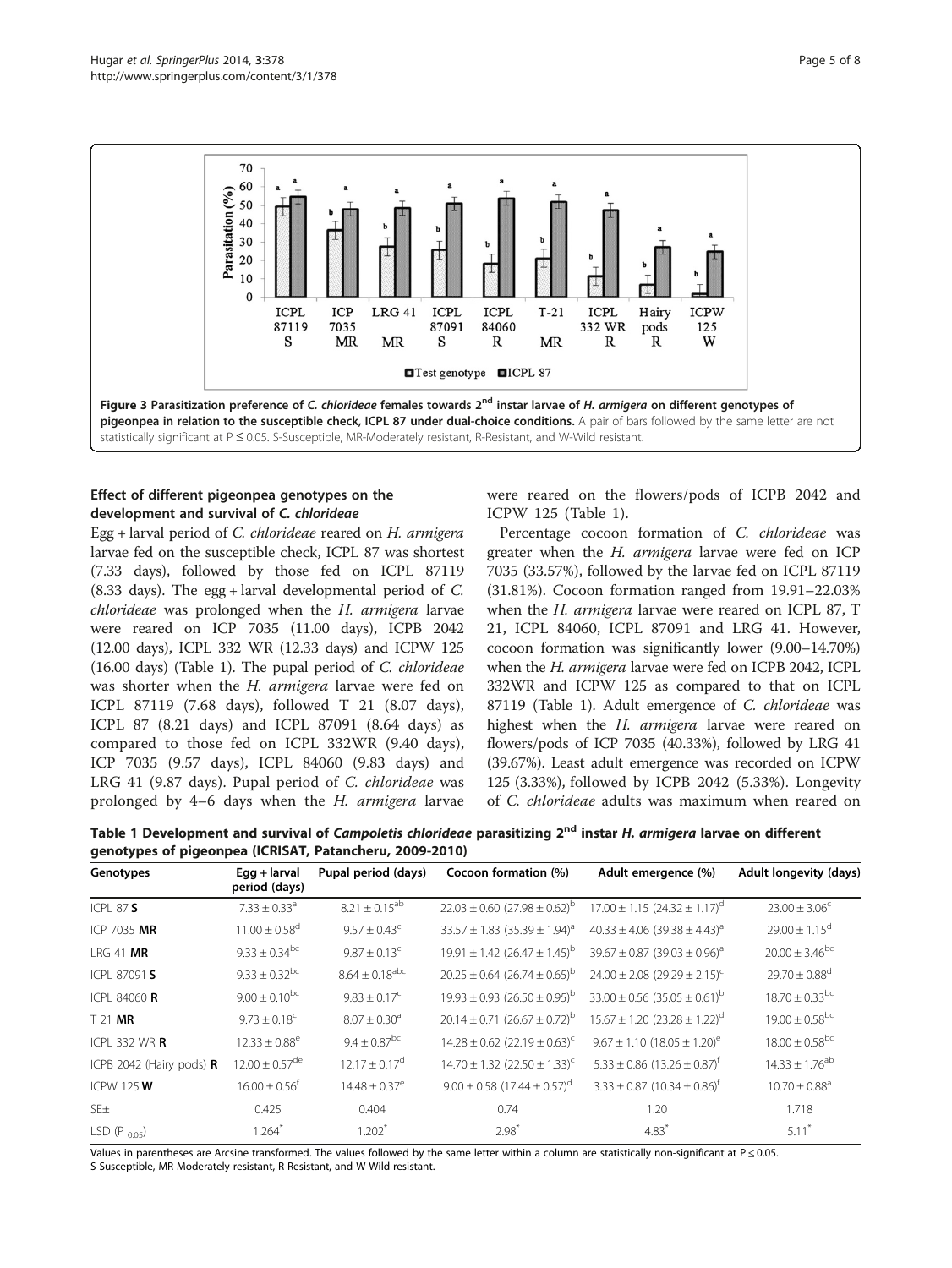**Figure 3 Parasitization preference of *C. chlorideae* females towards 2nd instar larvae of *H. armigera* on different genotypes of pigeonpea in relation to the susceptible check, ICPL 87 under dual-choice conditions.** A pair of bars followed by the same letter are not statistically significant at P ≤ 0.05. S-Susceptible, MR-Moderately resistant, R-Resistant, and W-Wild resistant.

### Effect of different pigeonpea genotypes on the development and survival of *C. chlorideae*

Egg + larval period of *C. chlorideae* reared on *H. armigera* larvae fed on the susceptible check, ICPL 87 was shortest (7.33 days), followed by those fed on ICPL 87119 (8.33 days). The egg + larval developmental period of *C. chlorideae* was prolonged when the *H. armigera* larvae were reared on ICP 7035 (11.00 days), ICPB 2042 (12.00 days), ICPL 332 WR (12.33 days) and ICPW 125 (16.00 days) (Table 1). The pupal period of *C. chlorideae* was shorter when the *H. armigera* larvae were fed on ICPL 87119 (7.68 days), followed T 21 (8.07 days), ICPL 87 (8.21 days) and ICPL 87091 (8.64 days) as compared to those fed on ICPL 332WR (9.40 days), ICP 7035 (9.57 days), ICPL 84060 (9.83 days) and LRG 41 (9.87 days). Pupal period of *C. chlorideae* was prolonged by 4–6 days when the *H. armigera* larvae were reared on the flowers/pods of ICPB 2042 and ICPW 125 (Table 1).

Percentage cocoon formation of *C. chlorideae* was greater when the *H. armigera* larvae were fed on ICP 7035 (33.57%), followed by the larvae fed on ICPL 87119 (31.81%). Cocoon formation ranged from 19.91–22.03% when the *H. armigera* larvae were reared on ICPL 87, T 21, ICPL 84060, ICPL 87091 and LRG 41. However, cocoon formation was significantly lower (9.00–14.70%) when the *H. armigera* larvae were fed on ICPB 2042, ICPL 332WR and ICPW 125 as compared to that on ICPL 87119 (Table 1). Adult emergence of *C. chlorideae* was highest when the *H. armigera* larvae were reared on flowers/pods of ICP 7035 (40.33%), followed by LRG 41 (39.67%). Least adult emergence was recorded on ICPW 125 (3.33%), followed by ICPB 2042 (5.33%). Longevity of *C. chlorideae* adults was maximum when reared on

**Table 1 Development and survival of *Campoletis chlorideae* parasitizing 2nd instar *H. armigera* larvae on different genotypes of pigeonpea (ICRISAT, Patancheru, 2009-2010)**

| Genotypes | Egg + larval period (days) | Pupal period (days) | Cocoon formation (%) | Adult emergence (%) | Adult longevity (days) |
|---|---|---|---|---|---|
| ICPL 87 **S** | 7.33 ± 0.33[a] | 8.21 ± 0.15[ab] | 22.03 ± 0.60 (27.98 ± 0.62)[b] | 17.00 ± 1.15 (24.32 ± 1.17)[d] | 23.00 ± 3.06[c] |
| ICP 7035 **MR** | 11.00 ± 0.58[d] | 9.57 ± 0.43[c] | 33.57 ± 1.83 (35.39 ± 1.94)[a] | 40.33 ± 4.06 (39.38 ± 4.43)[a] | 29.00 ± 1.15[d] |
| LRG 41 **MR** | 9.33 ± 0.34[bc] | 9.87 ± 0.13[c] | 19.91 ± 1.42 (26.47 ± 1.45)[b] | 39.67 ± 0.87 (39.03 ± 0.96)[a] | 20.00 ± 3.46[bc] |
| ICPL 87091 **S** | 9.33 ± 0.32[bc] | 8.64 ± 0.18[abc] | 20.25 ± 0.64 (26.74 ± 0.65)[b] | 24.00 ± 2.08 (29.29 ± 2.15)[c] | 29.70 ± 0.88[d] |
| ICPL 84060 **R** | 9.00 ± 0.10[bc] | 9.83 ± 0.17[c] | 19.93 ± 0.93 (26.50 ± 0.95)[b] | 33.00 ± 0.56 (35.05 ± 0.61)[b] | 18.70 ± 0.33[bc] |
| T 21 **MR** | 9.73 ± 0.18[c] | 8.07 ± 0.30[a] | 20.14 ± 0.71 (26.67 ± 0.72)[b] | 15.67 ± 1.20 (23.28 ± 1.22)[d] | 19.00 ± 0.58[bc] |
| ICPL 332 WR **R** | 12.33 ± 0.88[e] | 9.4 ± 0.87[bc] | 14.28 ± 0.62 (22.19 ± 0.63)[c] | 9.67 ± 1.10 (18.05 ± 1.20)[e] | 18.00 ± 0.58[bc] |
| ICPB 2042 (Hairy pods) **R** | 12.00 ± 0.57[de] | 12.17 ± 0.17[d] | 14.70 ± 1.32 (22.50 ± 1.33)[c] | 5.33 ± 0.86 (13.26 ± 0.87)[f] | 14.33 ± 1.76[ab] |
| ICPW 125 **W** | 16.00 ± 0.56[f] | 14.48 ± 0.37[e] | 9.00 ± 0.58 (17.44 ± 0.57)[d] | 3.33 ± 0.87 (10.34 ± 0.86)[f] | 10.70 ± 0.88[a] |
| SE± | 0.425 | 0.404 | 0.74 | 1.20 | 1.718 |
| LSD ($P_{0.05}$) | 1.264* | 1.202* | 2.98* | 4.83* | 5.11* |

Values in parentheses are Arcsine transformed. The values followed by the same letter within a column are statistically non-significant at P ≤ 0.05.
S-Susceptible, MR-Moderately resistant, R-Resistant, and W-Wild resistant.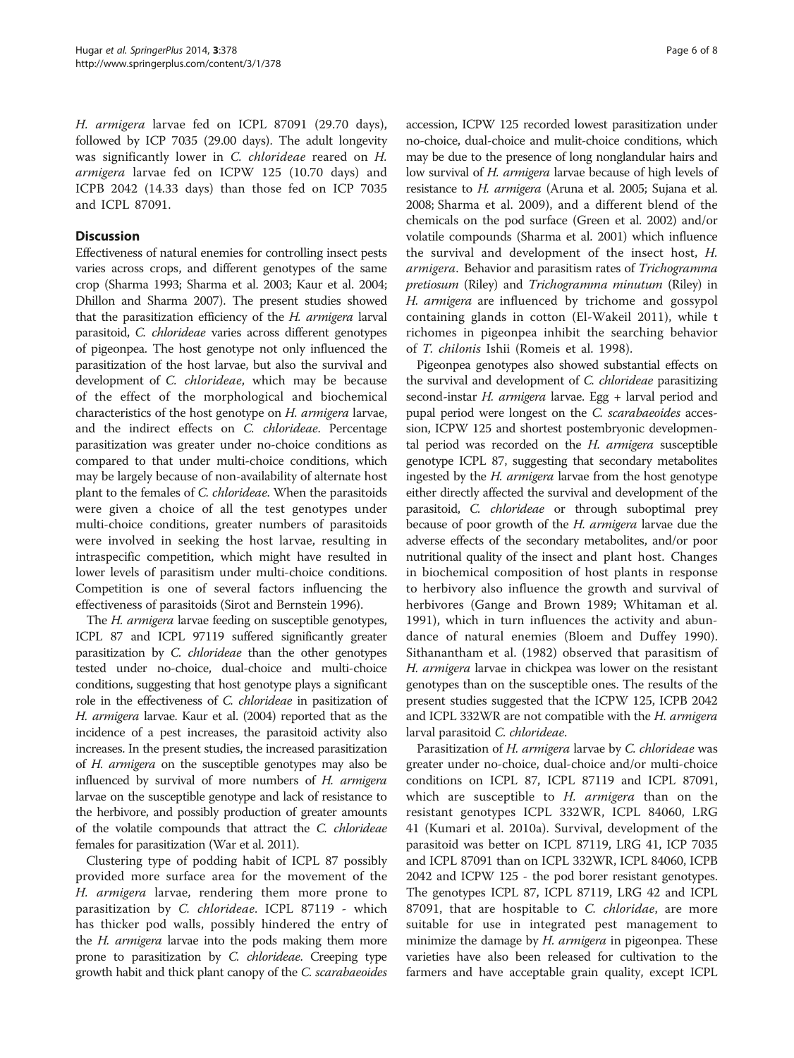*H. armigera* larvae fed on ICPL 87091 (29.70 days), followed by ICP 7035 (29.00 days). The adult longevity was significantly lower in *C. chlorideae* reared on *H. armigera* larvae fed on ICPW 125 (10.70 days) and ICPB 2042 (14.33 days) than those fed on ICP 7035 and ICPL 87091.

## Discussion

Effectiveness of natural enemies for controlling insect pests varies across crops, and different genotypes of the same crop (Sharma 1993; Sharma et al. 2003; Kaur et al. 2004; Dhillon and Sharma 2007). The present studies showed that the parasitization efficiency of the *H. armigera* larval parasitoid, *C. chlorideae* varies across different genotypes of pigeonpea. The host genotype not only influenced the parasitization of the host larvae, but also the survival and development of *C. chlorideae*, which may be because of the effect of the morphological and biochemical characteristics of the host genotype on *H. armigera* larvae, and the indirect effects on *C. chlorideae*. Percentage parasitization was greater under no-choice conditions as compared to that under multi-choice conditions, which may be largely because of non-availability of alternate host plant to the females of *C. chlorideae*. When the parasitoids were given a choice of all the test genotypes under multi-choice conditions, greater numbers of parasitoids were involved in seeking the host larvae, resulting in intraspecific competition, which might have resulted in lower levels of parasitism under multi-choice conditions. Competition is one of several factors influencing the effectiveness of parasitoids (Sirot and Bernstein 1996).

The *H. armigera* larvae feeding on susceptible genotypes, ICPL 87 and ICPL 97119 suffered significantly greater parasitization by *C. chlorideae* than the other genotypes tested under no-choice, dual-choice and multi-choice conditions, suggesting that host genotype plays a significant role in the effectiveness of *C. chlorideae* in pasitization of *H. armigera* larvae. Kaur et al. (2004) reported that as the incidence of a pest increases, the parasitoid activity also increases. In the present studies, the increased parasitization of *H. armigera* on the susceptible genotypes may also be influenced by survival of more numbers of *H. armigera* larvae on the susceptible genotype and lack of resistance to the herbivore, and possibly production of greater amounts of the volatile compounds that attract the *C. chlorideae* females for parasitization (War et al. 2011).

Clustering type of podding habit of ICPL 87 possibly provided more surface area for the movement of the *H. armigera* larvae, rendering them more prone to parasitization by *C. chlorideae*. ICPL 87119 - which has thicker pod walls, possibly hindered the entry of the *H. armigera* larvae into the pods making them more prone to parasitization by *C. chlorideae*. Creeping type growth habit and thick plant canopy of the *C. scarabaeoides* accession, ICPW 125 recorded lowest parasitization under no-choice, dual-choice and mulit-choice conditions, which may be due to the presence of long nonglandular hairs and low survival of *H. armigera* larvae because of high levels of resistance to *H. armigera* (Aruna et al. 2005; Sujana et al. 2008; Sharma et al. 2009), and a different blend of the chemicals on the pod surface (Green et al. 2002) and/or volatile compounds (Sharma et al. 2001) which influence the survival and development of the insect host, *H. armigera*. Behavior and parasitism rates of *Trichogramma pretiosum* (Riley) and *Trichogramma minutum* (Riley) in *H. armigera* are influenced by trichome and gossypol containing glands in cotton (El-Wakeil 2011), while t richomes in pigeonpea inhibit the searching behavior of *T. chilonis* Ishii (Romeis et al. 1998).

Pigeonpea genotypes also showed substantial effects on the survival and development of *C. chlorideae* parasitizing second-instar *H. armigera* larvae. Egg + larval period and pupal period were longest on the *C. scarabaeoides* accession, ICPW 125 and shortest postembryonic developmental period was recorded on the *H. armigera* susceptible genotype ICPL 87, suggesting that secondary metabolites ingested by the *H. armigera* larvae from the host genotype either directly affected the survival and development of the parasitoid, *C. chlorideae* or through suboptimal prey because of poor growth of the *H. armigera* larvae due the adverse effects of the secondary metabolites, and/or poor nutritional quality of the insect and plant host. Changes in biochemical composition of host plants in response to herbivory also influence the growth and survival of herbivores (Gange and Brown 1989; Whitaman et al. 1991), which in turn influences the activity and abundance of natural enemies (Bloem and Duffey 1990). Sithanantham et al. (1982) observed that parasitism of *H. armigera* larvae in chickpea was lower on the resistant genotypes than on the susceptible ones. The results of the present studies suggested that the ICPW 125, ICPB 2042 and ICPL 332WR are not compatible with the *H. armigera* larval parasitoid *C. chlorideae*.

Parasitization of *H. armigera* larvae by *C. chlorideae* was greater under no-choice, dual-choice and/or multi-choice conditions on ICPL 87, ICPL 87119 and ICPL 87091, which are susceptible to *H. armigera* than on the resistant genotypes ICPL 332WR, ICPL 84060, LRG 41 (Kumari et al. 2010a). Survival, development of the parasitoid was better on ICPL 87119, LRG 41, ICP 7035 and ICPL 87091 than on ICPL 332WR, ICPL 84060, ICPB 2042 and ICPW 125 - the pod borer resistant genotypes. The genotypes ICPL 87, ICPL 87119, LRG 42 and ICPL 87091, that are hospitable to *C. chloridae*, are more suitable for use in integrated pest management to minimize the damage by *H. armigera* in pigeonpea. These varieties have also been released for cultivation to the farmers and have acceptable grain quality, except ICPL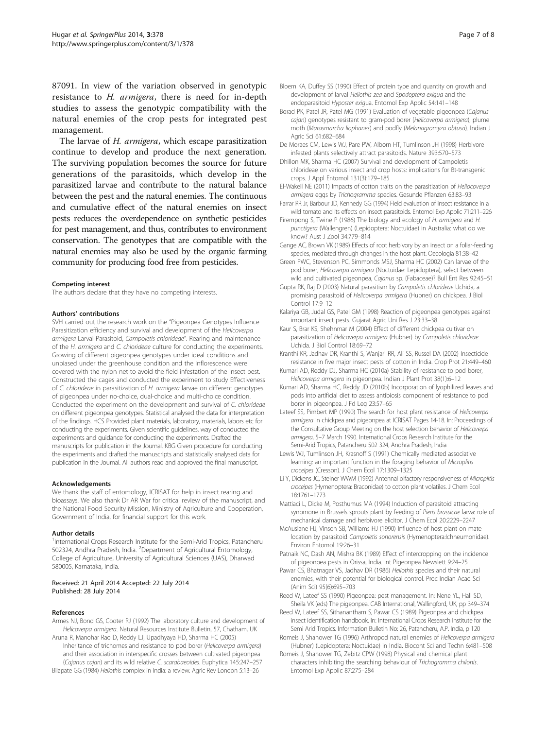87091. In view of the variation observed in genotypic resistance to *H. armigera*, there is need for in-depth studies to assess the genotypic compatibility with the natural enemies of the crop pests for integrated pest management.

The larvae of *H. armigera*, which escape parasitization continue to develop and produce the next generation. The surviving population becomes the source for future generations of the parasitoids, which develop in the parasitized larvae and contribute to the natural balance between the pest and the natural enemies. The continuous and cumulative effect of the natural enemies on insect pests reduces the overdependence on synthetic pesticides for pest management, and thus, contributes to environment conservation. The genotypes that are compatible with the natural enemies may also be used by the organic farming community for producing food free from pesticides.

#### Competing interest

The authors declare that they have no competing interests.

#### Authors' contributions

SVH carried out the research work on the "Pigeonpea Genotypes Influence Parasitization efficiency and survival and development of the *Helicoverpa armigera* Larval Parasitoid, *Campoletis chlorideae*". Rearing and maintenance of the *H. armigera* and *C. chlorideae* culture for conducting the experiments. Growing of different pigeonpea genotypes under ideal conditions and unbiased under the greenhouse condition and the inflorescence were covered with the nylon net to avoid the field infestation of the insect pest. Constructed the cages and conducted the experiment to study Effectiveness of *C. chlorideae* in parasitization of *H. armigera* larvae on different genotypes of pigeonpea under no-choice, dual-choice and multi-choice condition. Conducted the experiment on the development and survival of *C. chlorideae* on different pigeonpea genotypes. Statistical analysed the data for interpretation of the findings. HCS Provided plant materials, laboratory, materials, labors etc for conducting the experiments. Given scientific guidelines, way of conducted the experiments and guidance for conducting the experiments. Drafted the manuscripts for publication in the Journal. KBG Given procedure for conducting the experiments and drafted the manuscripts and statistically analysed data for publication in the Journal. All authors read and approved the final manuscript.

#### Acknowledgements

We thank the staff of entomology, ICRISAT for help in insect rearing and bioassays. We also thank Dr AR War for critical review of the manuscript, and the National Food Security Mission, Ministry of Agriculture and Cooperation, Government of India, for financial support for this work.

#### Author details

[1]International Crops Research Institute for the Semi-Arid Tropics, Patancheru 502324, Andhra Pradesh, India. [2]Department of Agricultural Entomology, College of Agriculture, University of Agricultural Sciences (UAS), Dharwad 580005, Karnataka, India.

Received: 21 April 2014 Accepted: 22 July 2014
Published: 28 July 2014

#### References

Armes NJ, Bond GS, Cooter RJ (1992) The laboratory culture and development of *Helicoverpa armigera*. Natural Resources Institute Bulletin, 57, Chatham, UK

Aruna R, Manohar Rao D, Reddy LJ, Upadhyaya HD, Sharma HC (2005) Inheritance of trichomes and resistance to pod borer (*Helicoverpa armigera*) and their association in interspecific crosses between cultivated pigeonpea (*Cajanus cajan*) and its wild relative *C. scarabaeoides*. Euphytica 145:247–257

Bilapate GG (1984) *Heliothis* complex in India: a review. Agric Rev London 5:13–26

Bloem KA, Duffey SS (1990) Effect of protein type and quantity on growth and development of larval *Heliothis zea* and *Spodoptera exigua* and the endoparasitoid *Hyposter exigua*. Entomol Exp Applic 54:141–148

Borad PK, Patel JR, Patel MG (1991) Evaluation of vegetable pigeonpea (*Cajanus cajan*) genotypes resistant to gram-pod borer (*Helicoverpa armigera*), plume moth (*Marasmarcha liophanes*) and podfly (*Melanagromyza obtusa*). Indian J Agric Sci 61:682–684

De Moraes CM, Lewis WJ, Pare PW, Alborn HT, Tumlinson JH (1998) Herbivore infested plants selectively attract parasitoids. Nature 393:570–573

Dhillon MK, Sharma HC (2007) Survival and development of Campoletis chlorideae on various insect and crop hosts: implications for Bt-transgenic crops. J Appl Entomol 131(3):179–185

El-Wakeil NE (2011) Impacts of cotton traits on the parasitization of *Heliocoverpa armigera* eggs by *Trichogramma* species. Gesunde Pflanzen 63:83–93

Farrar RR Jr, Barbour JD, Kennedy GG (1994) Field evaluation of insect resistance in a wild tomato and its effects on insect parasitoids. Entomol Exp Applic 71:211–226

Firempong S, Twine P (1986) The biology and ecology of *H. armigera* and *H. punctigera* (Wallengren) (Lepidoptera: Noctuidae) in Australia: what do we know? Aust J Zool 34:779–814

Gange AC, Brown VK (1989) Effects of root herbivory by an insect on a foliar-feeding species, mediated through changes in the host plant. Oecologia 81:38–42

Green PWC, Stevenson PC, Simmonds MSJ, Sharma HC (2002) Can larvae of the pod borer, *Helicoverpa armigera* (Noctuidae: Lepidoptera), select between wild and cultivated pigeonpea, *Cajanus* sp. (Fabaceae)? Bull Ent Res 92:45–51

Gupta RK, Raj D (2003) Natural parasitism by *Campoletis chlorideae* Uchida, a promising parasitoid of *Helicoverpa armigera* (Hubner) on chickpea. J Biol Control 17:9–12

Kalariya GB, Judal GS, Patel GM (1998) Reaction of pigeonpea genotypes against important insect pests. Gujarat Agric Uni Res J 23:33–38

Kaur S, Brar KS, Shehnmar M (2004) Effect of different chickpea cultivar on parasitization of *Helicoverpa armigera* (Hubner) by *Campoletis chlorideae* Uchida. J Biol Control 18:69–72

Kranthi KR, Jadhav DR, Kranthi S, Wanjari RR, Ali SS, Russel DA (2002) Insecticide resistance in five major insect pests of cotton in India. Crop Prot 21:449–460

Kumari AD, Reddy DJ, Sharma HC (2010a) Stability of resistance to pod borer, *Helicoverpa armigera* in pigeonpea. Indian J Plant Prot 38(1):6–12

Kumari AD, Sharma HC, Reddy JD (2010b) Incorporation of lyophilized leaves and pods into artificial diet to assess antibiosis component of resistance to pod borer in pigeonpea. J Fd Leg 23:57–65

Lateef SS, Pimbert MP (1990) The search for host plant resistance of *Helicoverpa armigera* in chickpea and pigeonpea at ICRISAT Pages 14-18. In: Proceedings of the Consultative Group Meeting on the host selection behavior of *Helicoverpa armigera*, 5–7 March 1990. International Crops Research Institute for the Semi-Arid Tropics, Patancheru 502 324, Andhra Pradesh, India

Lewis WJ, Tumlinson JH, Krasnoff S (1991) Chemically mediated associative learning: an important function in the foraging behavior of *Microplitis croceipes* (Cresson). J Chem Ecol 17:1309–1325

Li Y, Dickens JC, Steiner WWM (1992) Antennal olfactory responsiveness of *Microplitis croceipes* (Hymenoptera: Braconidae) to cotton plant volatiles. J Chem Ecol 18:1761–1773

Mattiaci L, Dicke M, Posthumus MA (1994) Induction of parasitoid attracting synomone in Brussels sprouts plant by feeding of *Pieris brassicae* larva: role of mechanical damage and herbivore elicitor. J Chem Ecol 20:2229–2247

McAuslane HJ, Vinson SB, Williams HJ (1990) Influence of host plant on mate location by parasitoid *Campoletis sonorensis* (Hymenoptera:Ichneumonidae). Environ Entomol 19:26–31

Patnaik NC, Dash AN, Mishra BK (1989) Effect of intercropping on the incidence of pigeonpea pests in Orissa, India. Int Pigeonpea Newslett 9:24–25

Pawar CS, Bhatnagar VS, Jadhav DR (1986) *Heliothis* species and their natural enemies, with their potential for biological control. Proc Indian Acad Sci (Anim Sci) 95(6):695–703

Reed W, Lateef SS (1990) Pigeonpea: pest management. In: Nene YL, Hall SD, Sheila VK (eds) The pigeonpea. CAB International, Wallingford, UK, pp 349–374

Reed W, Lateef SS, Sithanantham S, Pawar CS (1989) Pigeonpea and chickpea insect identification handbook. In: International Crops Research Institute for the Semi Arid Tropics. Information Bulletin No: 26, Patancheru, A.P. India, p 120

Romeis J, Shanower TG (1996) Arthropod natural enemies of *Helicoverpa armigera* (Hubner) (Lepidoptera: Noctuidae) in India. Biocont Sci and Techn 6:481–508

Romeis J, Shanower TG, Zebitz CPW (1998) Physical and chemical plant characters inhibiting the searching behaviour of *Trichogramma chilonis*. Entomol Exp Applic 87:275–284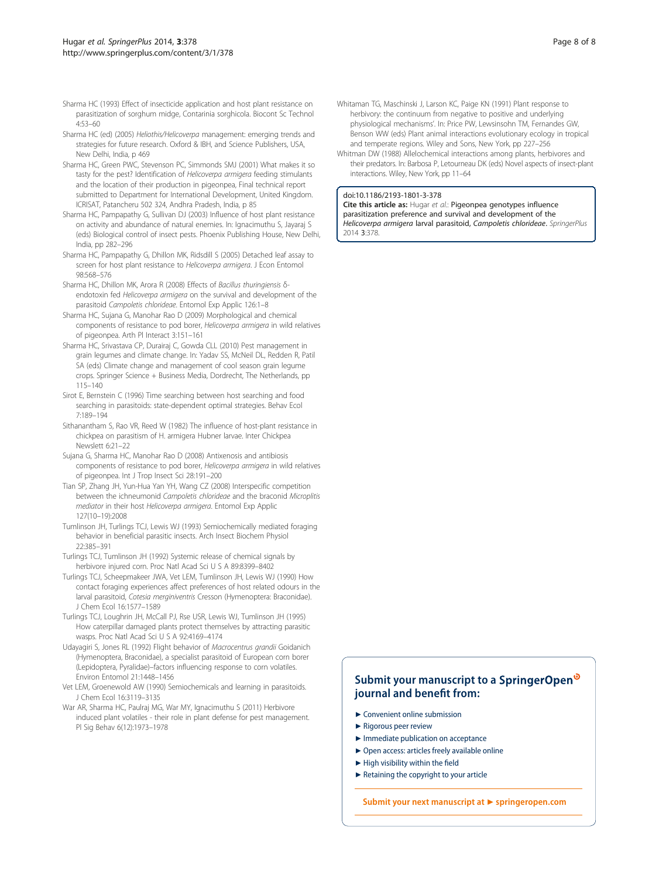Sharma HC (1993) Effect of insecticide application and host plant resistance on parasitization of sorghum midge, Contarinia sorghicola. Biocont Sc Technol 4:53–60

Sharma HC (ed) (2005) *Heliothis/Helicoverpa* management: emerging trends and strategies for future research. Oxford & IBH, and Science Publishers, USA, New Delhi, India, p 469

Sharma HC, Green PWC, Stevenson PC, Simmonds SMJ (2001) What makes it so tasty for the pest? Identification of *Helicoverpa armigera* feeding stimulants and the location of their production in pigeonpea, Final technical report submitted to Department for International Development, United Kingdom. ICRISAT, Patancheru 502 324, Andhra Pradesh, India, p 85

Sharma HC, Pampapathy G, Sullivan DJ (2003) Influence of host plant resistance on activity and abundance of natural enemies. In: Ignacimuthu S, Jayaraj S (eds) Biological control of insect pests. Phoenix Publishing House, New Delhi, India, pp 282–296

Sharma HC, Pampapathy G, Dhillon MK, Ridsdill S (2005) Detached leaf assay to screen for host plant resistance to *Helicoverpa armigera*. J Econ Entomol 98:568–576

Sharma HC, Dhillon MK, Arora R (2008) Effects of *Bacillus thuringiensis* δ-endotoxin fed *Helicoverpa armigera* on the survival and development of the parasitoid *Campoletis chlorideae*. Entomol Exp Applic 126:1–8

Sharma HC, Sujana G, Manohar Rao D (2009) Morphological and chemical components of resistance to pod borer, *Helicoverpa armigera* in wild relatives of pigeonpea. Arth Pl Interact 3:151–161

Sharma HC, Srivastava CP, Durairaj C, Gowda CLL (2010) Pest management in grain legumes and climate change. In: Yadav SS, McNeil DL, Redden R, Patil SA (eds) Climate change and management of cool season grain legume crops. Springer Science + Business Media, Dordrecht, The Netherlands, pp 115–140

Sirot E, Bernstein C (1996) Time searching between host searching and food searching in parasitoids: state-dependent optimal strategies. Behav Ecol 7:189–194

Sithanantham S, Rao VR, Reed W (1982) The influence of host-plant resistance in chickpea on parasitism of H. armigera Hubner larvae. Inter Chickpea Newslett 6:21–22

Sujana G, Sharma HC, Manohar Rao D (2008) Antixenosis and antibiosis components of resistance to pod borer, *Helicoverpa armigera* in wild relatives of pigeonpea. Int J Trop Insect Sci 28:191–200

Tian SP, Zhang JH, Yun-Hua Yan YH, Wang CZ (2008) Interspecific competition between the ichneumonid *Campoletis chlorideae* and the braconid *Microplitis mediator* in their host *Helicoverpa armigera*. Entomol Exp Applic 127(10–19):2008

Tumlinson JH, Turlings TCJ, Lewis WJ (1993) Semiochemically mediated foraging behavior in beneficial parasitic insects. Arch Insect Biochem Physiol 22:385–391

Turlings TCJ, Tumlinson JH (1992) Systemic release of chemical signals by herbivore injured corn. Proc Natl Acad Sci U S A 89:8399–8402

Turlings TCJ, Scheepmakeer JWA, Vet LEM, Tumlinson JH, Lewis WJ (1990) How contact foraging experiences affect preferences of host related odours in the larval parasitoid, *Cotesia merginiventris* Cresson (Hymenoptera: Braconidae). J Chem Ecol 16:1577–1589

Turlings TCJ, Loughrin JH, McCall PJ, Rse USR, Lewis WJ, Tumlinson JH (1995) How caterpillar damaged plants protect themselves by attracting parasitic wasps. Proc Natl Acad Sci U S A 92:4169–4174

Udayagiri S, Jones RL (1992) Flight behavior of *Macrocentrus grandii* Goidanich (Hymenoptera, Braconidae), a specialist parasitoid of European corn borer (Lepidoptera, Pyralidae)–factors influencing response to corn volatiles. Environ Entomol 21:1448–1456

Vet LEM, Groenewold AW (1990) Semiochemicals and learning in parasitoids. J Chem Ecol 16:3119–3135

War AR, Sharma HC, Paulraj MG, War MY, Ignacimuthu S (2011) Herbivore induced plant volatiles - their role in plant defense for pest management. Pl Sig Behav 6(12):1973–1978

Whitaman TG, Maschinski J, Larson KC, Paige KN (1991) Plant response to herbivory: the continuum from negative to positive and underlying physiological mechanisms'. In: Price PW, Lewsinsohn TM, Fernandes GW, Benson WW (eds) Plant animal interactions evolutionary ecology in tropical and temperate regions. Wiley and Sons, New York, pp 227–256

Whitman DW (1988) Allelochemical interactions among plants, herbivores and their predators. In: Barbosa P, Letourneau DK (eds) Novel aspects of insect-plant interactions. Wiley, New York, pp 11–64

doi:10.1186/2193-1801-3-378

**Cite this article as:** Hugar *et al.*: Pigeonpea genotypes influence parasitization preference and survival and development of the *Helicoverpa armigera* larval parasitoid, *Campoletis chlorideae*. *SpringerPlus* 2014 **3**:378.

## Submit your manuscript to a SpringerOpen journal and benefit from:

- ► Convenient online submission
- ► Rigorous peer review
- ► Immediate publication on acceptance
- ► Open access: articles freely available online
- ► High visibility within the field
- ► Retaining the copyright to your article

**Submit your next manuscript at ► springeropen.com**